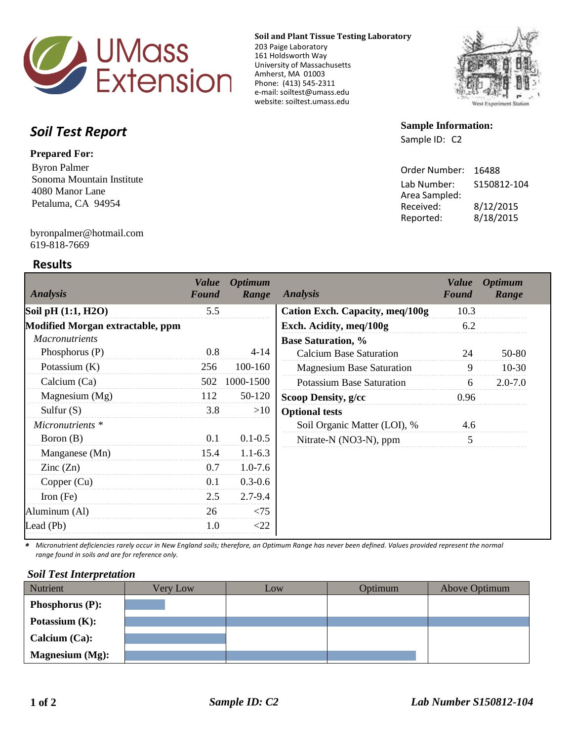UMass Extension

**Soil and Plant Tissue Testing Laboratory**
203 Paige Laboratory
161 Holdsworth Way
University of Massachusetts
Amherst, MA 01003
Phone: (413) 545-2311
e-mail: soiltest@umass.edu
website: soiltest.umass.edu

West Experiment Station

# Soil Test Report

**Prepared For:**
Byron Palmer
Sonoma Mountain Institute
4080 Manor Lane
Petaluma, CA 94954

byronpalmer@hotmail.com
619-818-7669

**Sample Information:**
Sample ID: C2

| | |
|---|---|
| Order Number: | 16488 |
| Lab Number: | S150812-104 |
| Area Sampled: | |
| Received: | 8/12/2015 |
| Reported: | 8/18/2015 |

## Results

| *Analysis* | *Value Found* | *Optimum Range* |
|---|---|---|
| **Soil pH (1:1, $H_2O$)** | 5.5 | |
| **Modified Morgan extractable, ppm** | | |
| *Macronutrients* | | |
| Phosphorus (P) | 0.8 | 4-14 |
| Potassium (K) | 256 | 100-160 |
| Calcium (Ca) | 502 | 1000-1500 |
| Magnesium (Mg) | 112 | 50-120 |
| Sulfur (S) | 3.8 | >10 |
| *Micronutrients* * | | |
| Boron (B) | 0.1 | 0.1-0.5 |
| Manganese (Mn) | 15.4 | 1.1-6.3 |
| Zinc (Zn) | 0.7 | 1.0-7.6 |
| Copper (Cu) | 0.1 | 0.3-0.6 |
| Iron (Fe) | 2.5 | 2.7-9.4 |
| Aluminum (Al) | 26 | <75 |
| Lead (Pb) | 1.0 | <22 |

| *Analysis* | *Value Found* | *Optimum Range* |
|---|---|---|
| **Cation Exch. Capacity, meq/100g** | 10.3 | |
| **Exch. Acidity, meq/100g** | 6.2 | |
| **Base Saturation, %** | | |
| Calcium Base Saturation | 24 | 50-80 |
| Magnesium Base Saturation | 9 | 10-30 |
| Potassium Base Saturation | 6 | 2.0-7.0 |
| **Scoop Density, g/cc** | 0.96 | |
| **Optional tests** | | |
| Soil Organic Matter (LOI), % | 4.6 | |
| Nitrate-N ($NO_3$-N), ppm | 5 | |

* *Micronutrient deficiencies rarely occur in New England soils; therefore, an Optimum Range has never been defined. Values provided represent the normal range found in soils and are for reference only.*

### *Soil Test Interpretation*

| Nutrient | Very Low | Low | Optimum | Above Optimum |
|---|---|---|---|---|
| **Phosphorus (P):** | ▬ (partial) | | | |
| **Potassium (K):** | ▬ | ▬ | ▬ | ▬ |
| **Calcium (Ca):** | ▬ | | | |
| **Magnesium (Mg):** | ▬ | ▬ | ▬ (partial) | |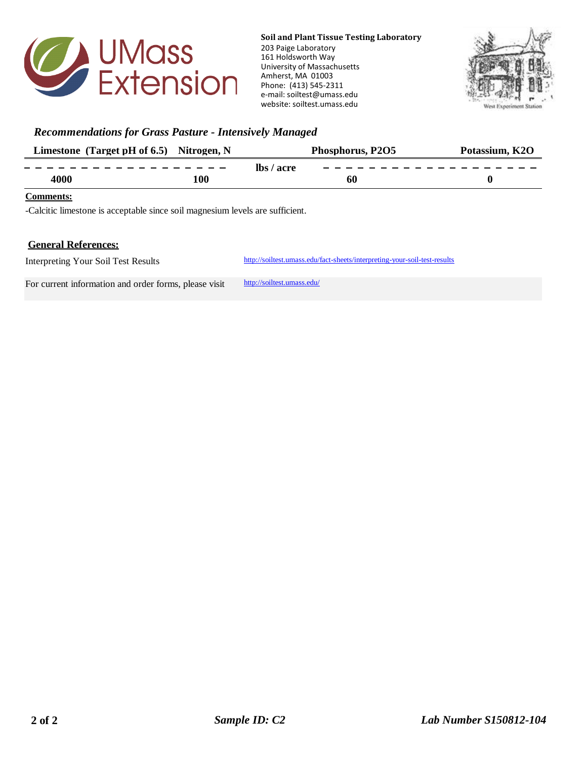**Soil and Plant Tissue Testing Laboratory**
203 Paige Laboratory
161 Holdsworth Way
University of Massachusetts
Amherst, MA 01003
Phone: (413) 545-2311
e-mail: soiltest@umass.edu
website: soiltest.umass.edu

## *Recommendations for Grass Pasture - Intensively Managed*

| Limestone (Target pH of 6.5) | Nitrogen, N | Phosphorus, P2O5 | Potassium, K2O |
|---|---|---|---|
| lbs / acre | | | |
| 4000 | 100 | 60 | 0 |

**Comments:**

-Calcitic limestone is acceptable since soil magnesium levels are sufficient.

**General References:**

| | |
|---|---|
| Interpreting Your Soil Test Results | http://soiltest.umass.edu/fact-sheets/interpreting-your-soil-test-results |
| For current information and order forms, please visit | http://soiltest.umass.edu/ |

*Sample ID: C2*

*Lab Number S150812-104*